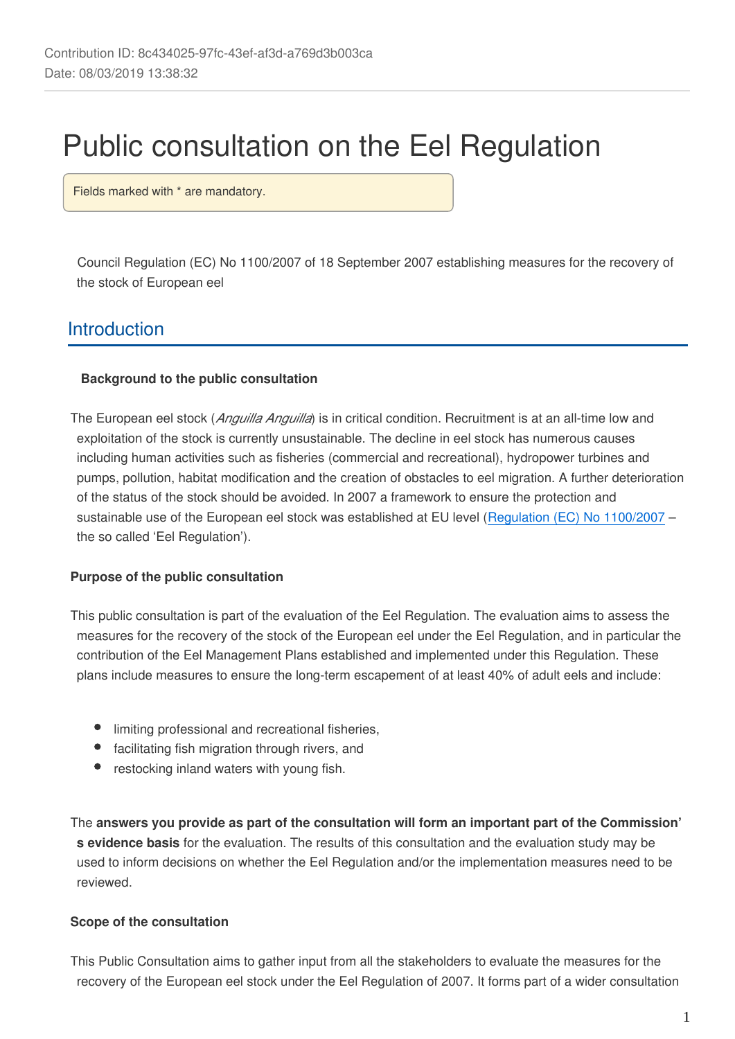Contribution ID: 8c434025-97fc-43ef-af3d-a769d3b003ca
Date: 08/03/2019 13:38:32

# Public consultation on the Eel Regulation

Fields marked with * are mandatory.

Council Regulation (EC) No 1100/2007 of 18 September 2007 establishing measures for the recovery of the stock of European eel

## Introduction

**Background to the public consultation**

The European eel stock (*Anguilla Anguilla*) is in critical condition. Recruitment is at an all-time low and exploitation of the stock is currently unsustainable. The decline in eel stock has numerous causes including human activities such as fisheries (commercial and recreational), hydropower turbines and pumps, pollution, habitat modification and the creation of obstacles to eel migration. A further deterioration of the status of the stock should be avoided. In 2007 a framework to ensure the protection and sustainable use of the European eel stock was established at EU level (Regulation (EC) No 1100/2007 – the so called 'Eel Regulation').

**Purpose of the public consultation**

This public consultation is part of the evaluation of the Eel Regulation. The evaluation aims to assess the measures for the recovery of the stock of the European eel under the Eel Regulation, and in particular the contribution of the Eel Management Plans established and implemented under this Regulation. These plans include measures to ensure the long-term escapement of at least 40% of adult eels and include:

- limiting professional and recreational fisheries,
- facilitating fish migration through rivers, and
- restocking inland waters with young fish.

The **answers you provide as part of the consultation will form an important part of the Commission's evidence basis** for the evaluation. The results of this consultation and the evaluation study may be used to inform decisions on whether the Eel Regulation and/or the implementation measures need to be reviewed.

**Scope of the consultation**

This Public Consultation aims to gather input from all the stakeholders to evaluate the measures for the recovery of the European eel stock under the Eel Regulation of 2007. It forms part of a wider consultation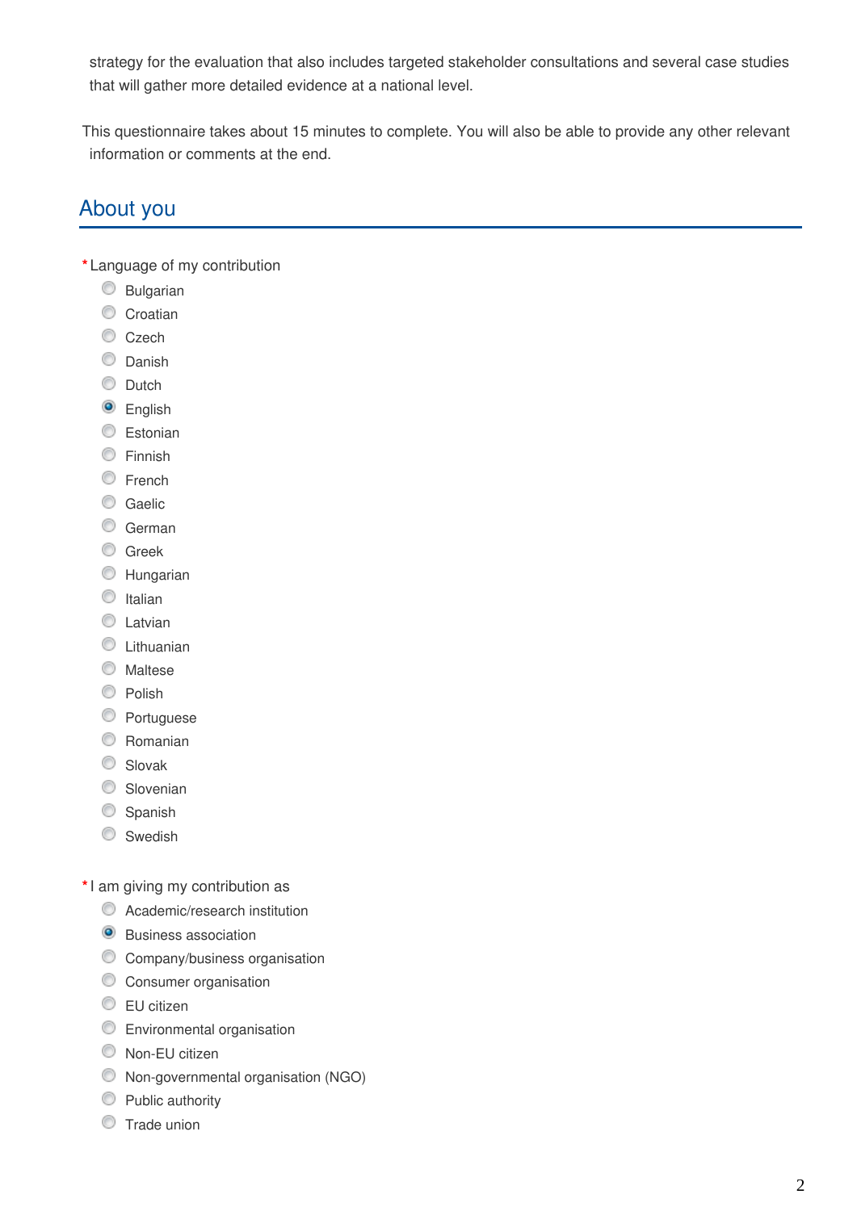strategy for the evaluation that also includes targeted stakeholder consultations and several case studies that will gather more detailed evidence at a national level.

This questionnaire takes about 15 minutes to complete. You will also be able to provide any other relevant information or comments at the end.

## About you

*Language of my contribution

- Bulgarian
- Croatian
- Czech
- Danish
- Dutch
- (selected) English
- Estonian
- Finnish
- French
- Gaelic
- German
- Greek
- Hungarian
- Italian
- Latvian
- Lithuanian
- Maltese
- Polish
- Portuguese
- Romanian
- Slovak
- Slovenian
- Spanish
- Swedish

*I am giving my contribution as

- Academic/research institution
- (selected) Business association
- Company/business organisation
- Consumer organisation
- EU citizen
- Environmental organisation
- Non-EU citizen
- Non-governmental organisation (NGO)
- Public authority
- Trade union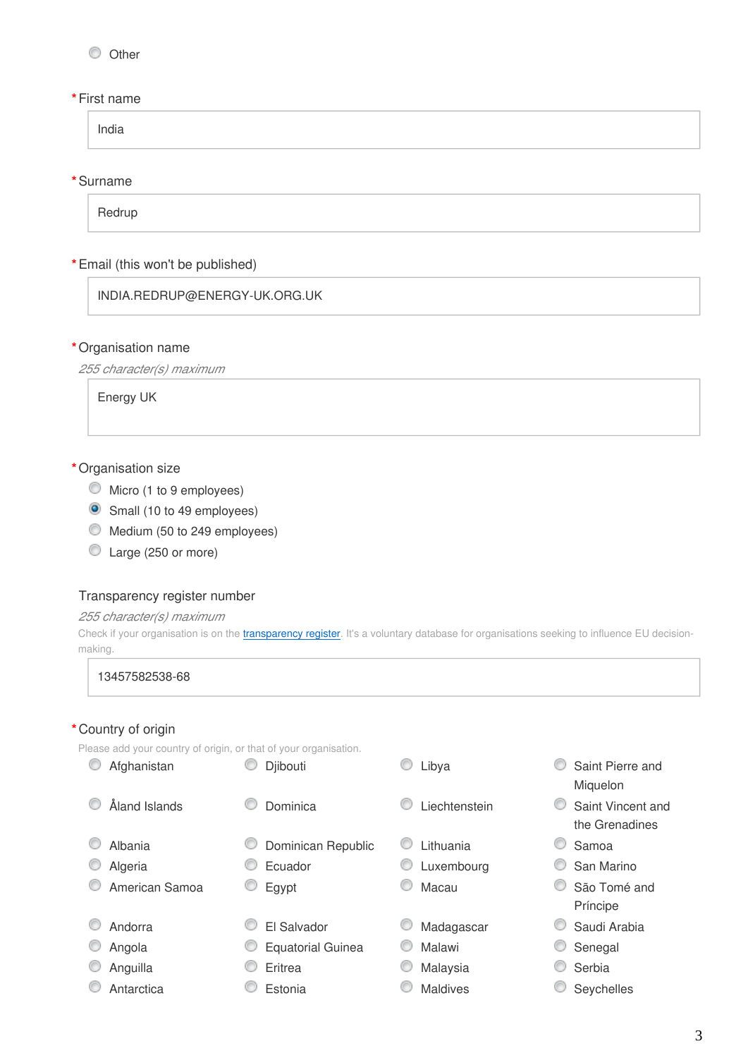- ○ Other

**\*First name**

India

**\*Surname**

Redrup

**\*Email (this won't be published)**

INDIA.REDRUP@ENERGY-UK.ORG.UK

**\*Organisation name**

*255 character(s) maximum*

Energy UK

**\*Organisation size**

- ○ Micro (1 to 9 employees)
- ● Small (10 to 49 employees)
- ○ Medium (50 to 249 employees)
- ○ Large (250 or more)

**Transparency register number**

*255 character(s) maximum*

Check if your organisation is on the transparency register. It's a voluntary database for organisations seeking to influence EU decision-making.

13457582538-68

**\*Country of origin**

Please add your country of origin, or that of your organisation.

| | | | |
|---|---|---|---|
| ○ Afghanistan | ○ Djibouti | ○ Libya | ○ Saint Pierre and Miquelon |
| ○ Åland Islands | ○ Dominica | ○ Liechtenstein | ○ Saint Vincent and the Grenadines |
| ○ Albania | ○ Dominican Republic | ○ Lithuania | ○ Samoa |
| ○ Algeria | ○ Ecuador | ○ Luxembourg | ○ San Marino |
| ○ American Samoa | ○ Egypt | ○ Macau | ○ São Tomé and Príncipe |
| ○ Andorra | ○ El Salvador | ○ Madagascar | ○ Saudi Arabia |
| ○ Angola | ○ Equatorial Guinea | ○ Malawi | ○ Senegal |
| ○ Anguilla | ○ Eritrea | ○ Malaysia | ○ Serbia |
| ○ Antarctica | ○ Estonia | ○ Maldives | ○ Seychelles |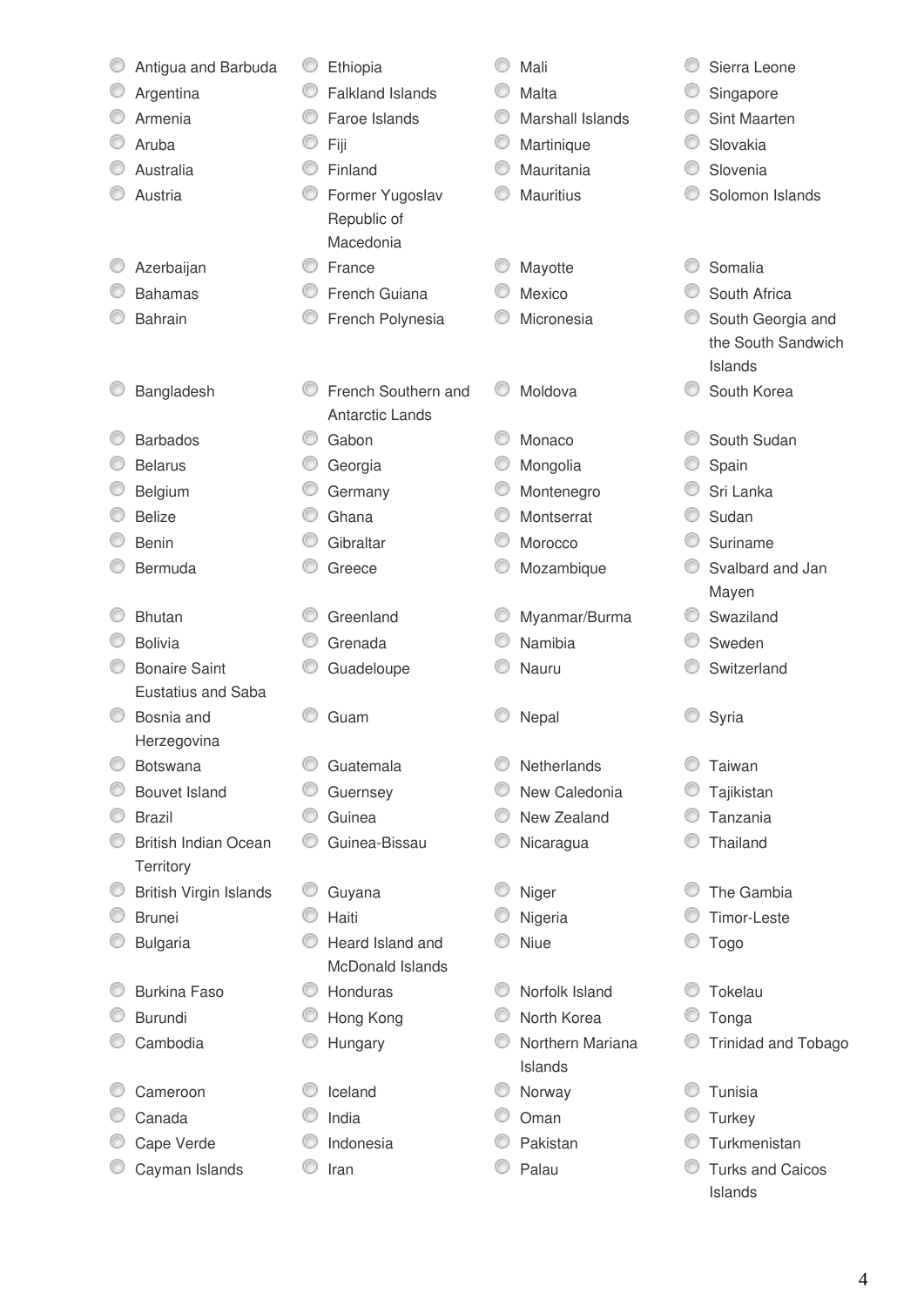- Antigua and Barbuda
- Argentina
- Armenia
- Aruba
- Australia
- Austria
- Azerbaijan
- Bahamas
- Bahrain
- Bangladesh
- Barbados
- Belarus
- Belgium
- Belize
- Benin
- Bermuda
- Bhutan
- Bolivia
- Bonaire Saint Eustatius and Saba
- Bosnia and Herzegovina
- Botswana
- Bouvet Island
- Brazil
- British Indian Ocean Territory
- British Virgin Islands
- Brunei
- Bulgaria
- Burkina Faso
- Burundi
- Cambodia
- Cameroon
- Canada
- Cape Verde
- Cayman Islands
- Ethiopia
- Falkland Islands
- Faroe Islands
- Fiji
- Finland
- Former Yugoslav Republic of Macedonia
- France
- French Guiana
- French Polynesia
- French Southern and Antarctic Lands
- Gabon
- Georgia
- Germany
- Ghana
- Gibraltar
- Greece
- Greenland
- Grenada
- Guadeloupe
- Guam
- Guatemala
- Guernsey
- Guinea
- Guinea-Bissau
- Guyana
- Haiti
- Heard Island and McDonald Islands
- Honduras
- Hong Kong
- Hungary
- Iceland
- India
- Indonesia
- Iran
- Mali
- Malta
- Marshall Islands
- Martinique
- Mauritania
- Mauritius
- Mayotte
- Mexico
- Micronesia
- Moldova
- Monaco
- Mongolia
- Montenegro
- Montserrat
- Morocco
- Mozambique
- Myanmar/Burma
- Namibia
- Nauru
- Nepal
- Netherlands
- New Caledonia
- New Zealand
- Nicaragua
- Niger
- Nigeria
- Niue
- Norfolk Island
- North Korea
- Northern Mariana Islands
- Norway
- Oman
- Pakistan
- Palau
- Sierra Leone
- Singapore
- Sint Maarten
- Slovakia
- Slovenia
- Solomon Islands
- Somalia
- South Africa
- South Georgia and the South Sandwich Islands
- South Korea
- South Sudan
- Spain
- Sri Lanka
- Sudan
- Suriname
- Svalbard and Jan Mayen
- Swaziland
- Sweden
- Switzerland
- Syria
- Taiwan
- Tajikistan
- Tanzania
- Thailand
- The Gambia
- Timor-Leste
- Togo
- Tokelau
- Tonga
- Trinidad and Tobago
- Tunisia
- Turkey
- Turkmenistan
- Turks and Caicos Islands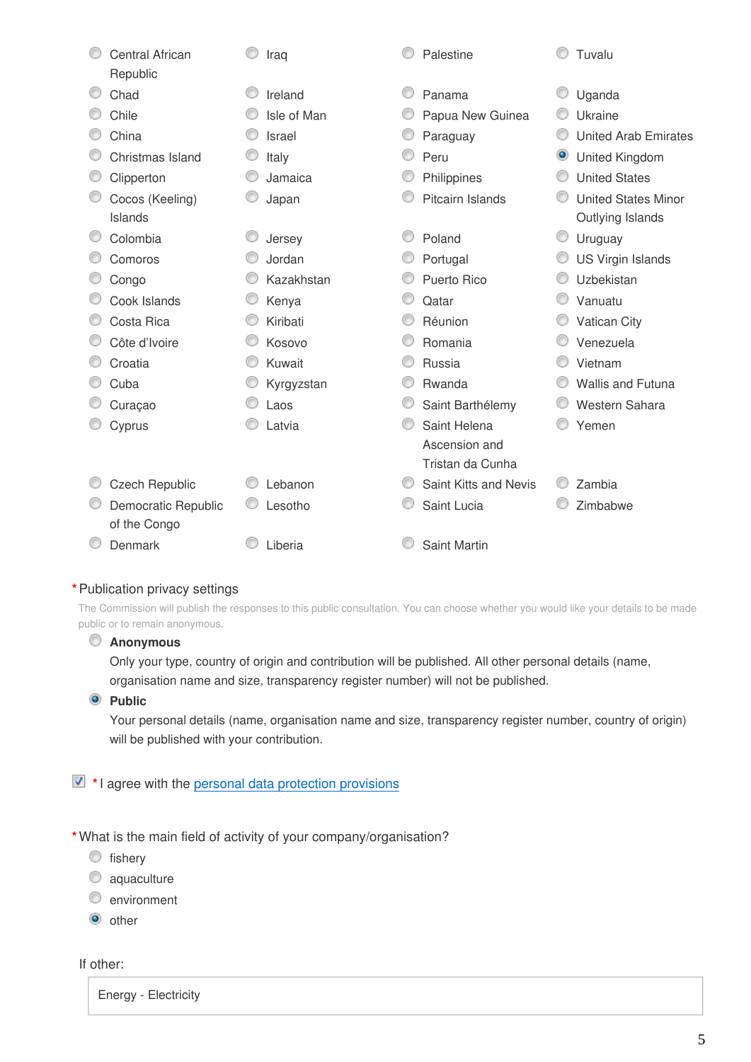- Central African Republic
- Chad
- Chile
- China
- Christmas Island
- Clipperton
- Cocos (Keeling) Islands
- Colombia
- Comoros
- Congo
- Cook Islands
- Costa Rica
- Côte d'Ivoire
- Croatia
- Cuba
- Curaçao
- Cyprus
- Czech Republic
- Democratic Republic of the Congo
- Denmark
- Iraq
- Ireland
- Isle of Man
- Israel
- Italy
- Jamaica
- Japan
- Jersey
- Jordan
- Kazakhstan
- Kenya
- Kiribati
- Kosovo
- Kuwait
- Kyrgyzstan
- Laos
- Latvia
- Lebanon
- Lesotho
- Liberia
- Palestine
- Panama
- Papua New Guinea
- Paraguay
- Peru
- Philippines
- Pitcairn Islands
- Poland
- Portugal
- Puerto Rico
- Qatar
- Réunion
- Romania
- Russia
- Rwanda
- Saint Barthélemy
- Saint Helena Ascension and Tristan da Cunha
- Saint Kitts and Nevis
- Saint Lucia
- Saint Martin
- Tuvalu
- Uganda
- Ukraine
- United Arab Emirates
- **United Kingdom** (selected)
- United States
- United States Minor Outlying Islands
- Uruguay
- US Virgin Islands
- Uzbekistan
- Vanuatu
- Vatican City
- Venezuela
- Vietnam
- Wallis and Futuna
- Western Sahara
- Yemen
- Zambia
- Zimbabwe

*Publication privacy settings

The Commission will publish the responses to this public consultation. You can choose whether you would like your details to be made public or to remain anonymous.

- **Anonymous**
  Only your type, country of origin and contribution will be published. All other personal details (name, organisation name and size, transparency register number) will not be published.
- **Public** (selected)
  Your personal details (name, organisation name and size, transparency register number, country of origin) will be published with your contribution.

[x] *I agree with the personal data protection provisions

*What is the main field of activity of your company/organisation?

- fishery
- aquaculture
- environment
- other (selected)

If other:

Energy - Electricity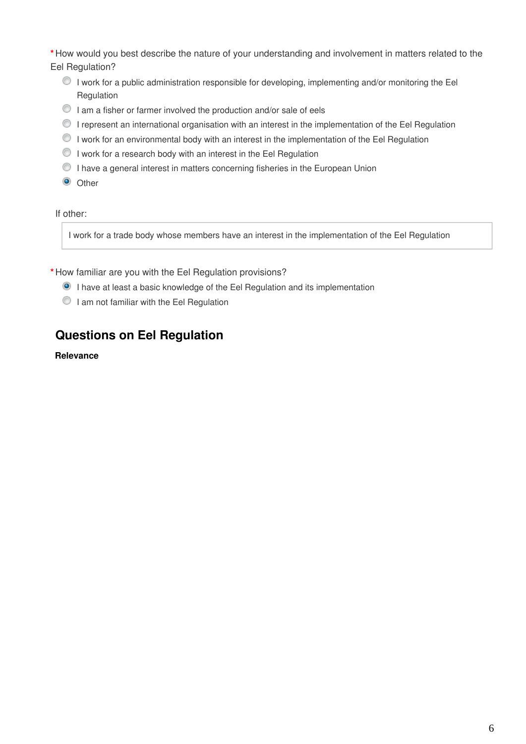* How would you best describe the nature of your understanding and involvement in matters related to the Eel Regulation?

- ○ I work for a public administration responsible for developing, implementing and/or monitoring the Eel Regulation
- ○ I am a fisher or farmer involved the production and/or sale of eels
- ○ I represent an international organisation with an interest in the implementation of the Eel Regulation
- ○ I work for an environmental body with an interest in the implementation of the Eel Regulation
- ○ I work for a research body with an interest in the Eel Regulation
- ○ I have a general interest in matters concerning fisheries in the European Union
- ◉ Other

If other:

I work for a trade body whose members have an interest in the implementation of the Eel Regulation

* How familiar are you with the Eel Regulation provisions?

- ◉ I have at least a basic knowledge of the Eel Regulation and its implementation
- ○ I am not familiar with the Eel Regulation

## Questions on Eel Regulation

**Relevance**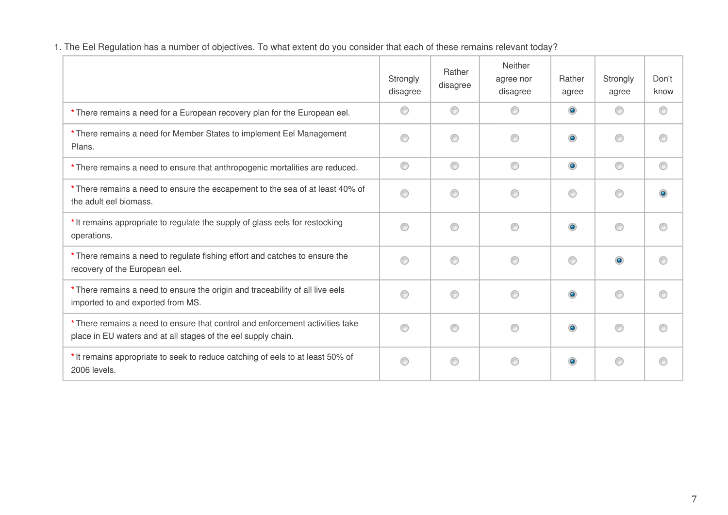1. The Eel Regulation has a number of objectives. To what extent do you consider that each of these remains relevant today?

| | Strongly disagree | Rather disagree | Neither agree nor disagree | Rather agree | Strongly agree | Don't know |
|---|---|---|---|---|---|---|
| * There remains a need for a European recovery plan for the European eel. | | | | X | | |
| * There remains a need for Member States to implement Eel Management Plans. | | | | X | | |
| * There remains a need to ensure that anthropogenic mortalities are reduced. | | | | X | | |
| * There remains a need to ensure the escapement to the sea of at least 40% of the adult eel biomass. | | | | | | X |
| * It remains appropriate to regulate the supply of glass eels for restocking operations. | | | | X | | |
| * There remains a need to regulate fishing effort and catches to ensure the recovery of the European eel. | | | | | X | |
| * There remains a need to ensure the origin and traceability of all live eels imported to and exported from MS. | | | | X | | |
| * There remains a need to ensure that control and enforcement activities take place in EU waters and at all stages of the eel supply chain. | | | | X | | |
| * It remains appropriate to seek to reduce catching of eels to at least 50% of 2006 levels. | | | | X | | |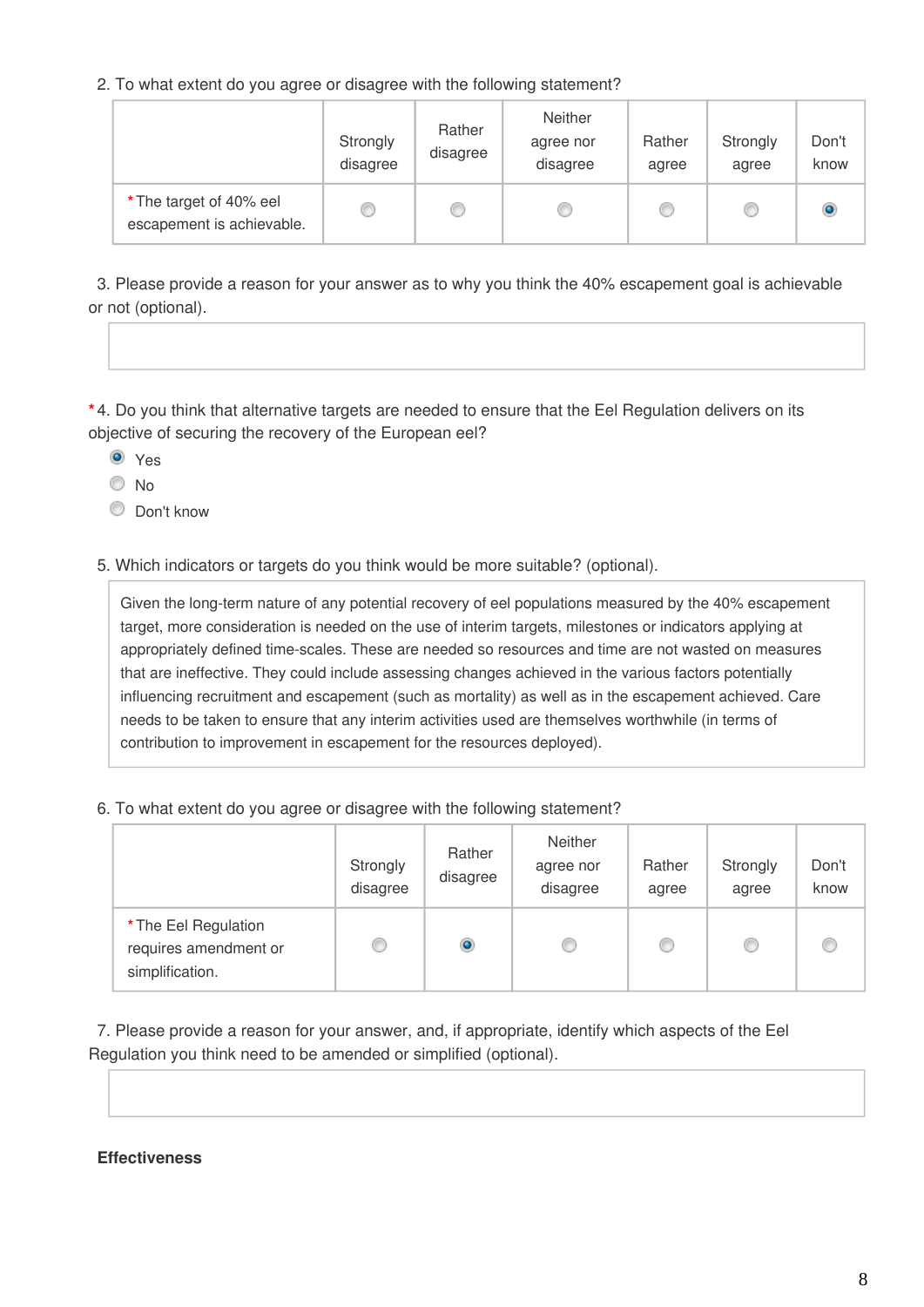2. To what extent do you agree or disagree with the following statement?

| | Strongly disagree | Rather disagree | Neither agree nor disagree | Rather agree | Strongly agree | Don't know |
|---|---|---|---|---|---|---|
| * The target of 40% eel escapement is achievable. | ○ | ○ | ○ | ○ | ○ | ◉ |

3. Please provide a reason for your answer as to why you think the 40% escapement goal is achievable or not (optional).

*4. Do you think that alternative targets are needed to ensure that the Eel Regulation delivers on its objective of securing the recovery of the European eel?

- ◉ Yes
- ○ No
- ○ Don't know

5. Which indicators or targets do you think would be more suitable? (optional).

> Given the long-term nature of any potential recovery of eel populations measured by the 40% escapement target, more consideration is needed on the use of interim targets, milestones or indicators applying at appropriately defined time-scales. These are needed so resources and time are not wasted on measures that are ineffective. They could include assessing changes achieved in the various factors potentially influencing recruitment and escapement (such as mortality) as well as in the escapement achieved. Care needs to be taken to ensure that any interim activities used are themselves worthwhile (in terms of contribution to improvement in escapement for the resources deployed).

6. To what extent do you agree or disagree with the following statement?

| | Strongly disagree | Rather disagree | Neither agree nor disagree | Rather agree | Strongly agree | Don't know |
|---|---|---|---|---|---|---|
| * The Eel Regulation requires amendment or simplification. | ○ | ◉ | ○ | ○ | ○ | ○ |

7. Please provide a reason for your answer, and, if appropriate, identify which aspects of the Eel Regulation you think need to be amended or simplified (optional).

**Effectiveness**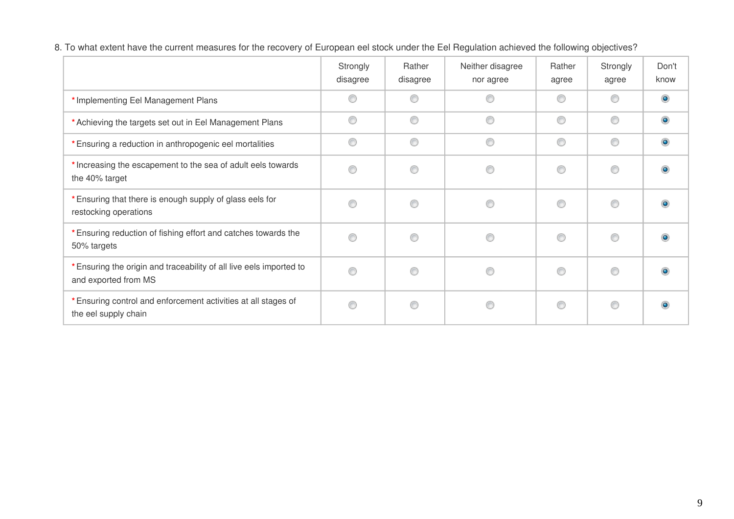8. To what extent have the current measures for the recovery of European eel stock under the Eel Regulation achieved the following objectives?

| | Strongly disagree | Rather disagree | Neither disagree nor agree | Rather agree | Strongly agree | Don't know |
|---|---|---|---|---|---|---|
| * Implementing Eel Management Plans | ○ | ○ | ○ | ○ | ○ | ● |
| * Achieving the targets set out in Eel Management Plans | ○ | ○ | ○ | ○ | ○ | ● |
| * Ensuring a reduction in anthropogenic eel mortalities | ○ | ○ | ○ | ○ | ○ | ● |
| * Increasing the escapement to the sea of adult eels towards the 40% target | ○ | ○ | ○ | ○ | ○ | ● |
| * Ensuring that there is enough supply of glass eels for restocking operations | ○ | ○ | ○ | ○ | ○ | ● |
| * Ensuring reduction of fishing effort and catches towards the 50% targets | ○ | ○ | ○ | ○ | ○ | ● |
| * Ensuring the origin and traceability of all live eels imported to and exported from MS | ○ | ○ | ○ | ○ | ○ | ● |
| * Ensuring control and enforcement activities at all stages of the eel supply chain | ○ | ○ | ○ | ○ | ○ | ● |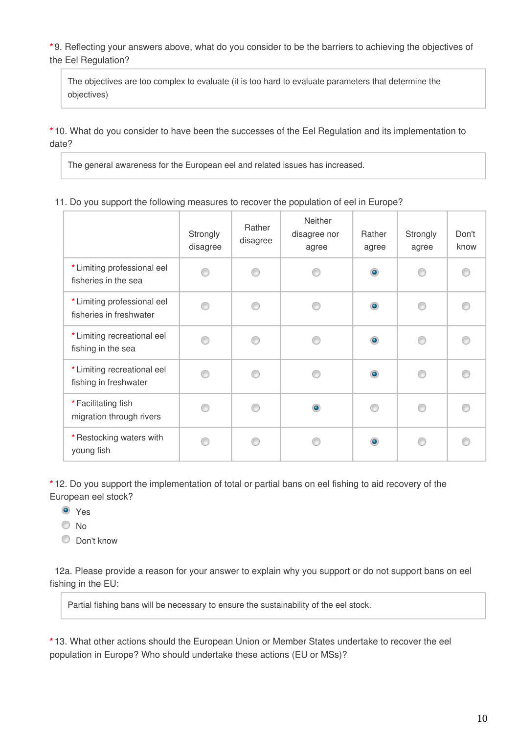*9. Reflecting your answers above, what do you consider to be the barriers to achieving the objectives of the Eel Regulation?

> The objectives are too complex to evaluate (it is too hard to evaluate parameters that determine the objectives)

*10. What do you consider to have been the successes of the Eel Regulation and its implementation to date?

> The general awareness for the European eel and related issues has increased.

11. Do you support the following measures to recover the population of eel in Europe?

| | Strongly disagree | Rather disagree | Neither disagree nor agree | Rather agree | Strongly agree | Don't know |
|---|---|---|---|---|---|---|
| *Limiting professional eel fisheries in the sea | ○ | ○ | ○ | ● | ○ | ○ |
| *Limiting professional eel fisheries in freshwater | ○ | ○ | ○ | ● | ○ | ○ |
| *Limiting recreational eel fishing in the sea | ○ | ○ | ○ | ● | ○ | ○ |
| *Limiting recreational eel fishing in freshwater | ○ | ○ | ○ | ● | ○ | ○ |
| *Facilitating fish migration through rivers | ○ | ○ | ● | ○ | ○ | ○ |
| *Restocking waters with young fish | ○ | ○ | ○ | ● | ○ | ○ |

*12. Do you support the implementation of total or partial bans on eel fishing to aid recovery of the European eel stock?

- ● Yes
- ○ No
- ○ Don't know

12a. Please provide a reason for your answer to explain why you support or do not support bans on eel fishing in the EU:

> Partial fishing bans will be necessary to ensure the sustainability of the eel stock.

*13. What other actions should the European Union or Member States undertake to recover the eel population in Europe? Who should undertake these actions (EU or MSs)?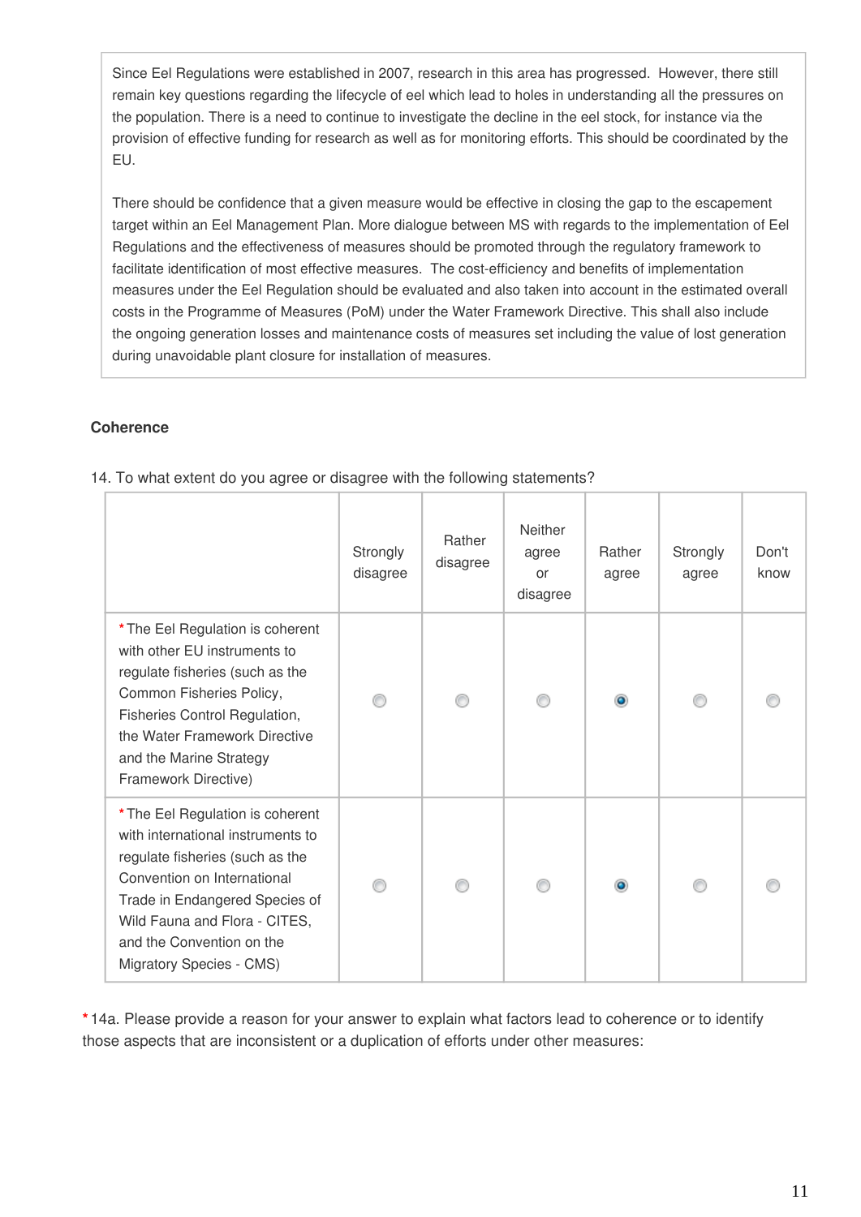Since Eel Regulations were established in 2007, research in this area has progressed. However, there still remain key questions regarding the lifecycle of eel which lead to holes in understanding all the pressures on the population. There is a need to continue to investigate the decline in the eel stock, for instance via the provision of effective funding for research as well as for monitoring efforts. This should be coordinated by the EU.

There should be confidence that a given measure would be effective in closing the gap to the escapement target within an Eel Management Plan. More dialogue between MS with regards to the implementation of Eel Regulations and the effectiveness of measures should be promoted through the regulatory framework to facilitate identification of most effective measures. The cost-efficiency and benefits of implementation measures under the Eel Regulation should be evaluated and also taken into account in the estimated overall costs in the Programme of Measures (PoM) under the Water Framework Directive. This shall also include the ongoing generation losses and maintenance costs of measures set including the value of lost generation during unavoidable plant closure for installation of measures.

**Coherence**

14. To what extent do you agree or disagree with the following statements?

| | Strongly disagree | Rather disagree | Neither agree or disagree | Rather agree | Strongly agree | Don't know |
|---|---|---|---|---|---|---|
| *The Eel Regulation is coherent with other EU instruments to regulate fisheries (such as the Common Fisheries Policy, Fisheries Control Regulation, the Water Framework Directive and the Marine Strategy Framework Directive) | | | | X | | |
| *The Eel Regulation is coherent with international instruments to regulate fisheries (such as the Convention on International Trade in Endangered Species of Wild Fauna and Flora - CITES, and the Convention on the Migratory Species - CMS) | | | | X | | |

*14a. Please provide a reason for your answer to explain what factors lead to coherence or to identify those aspects that are inconsistent or a duplication of efforts under other measures: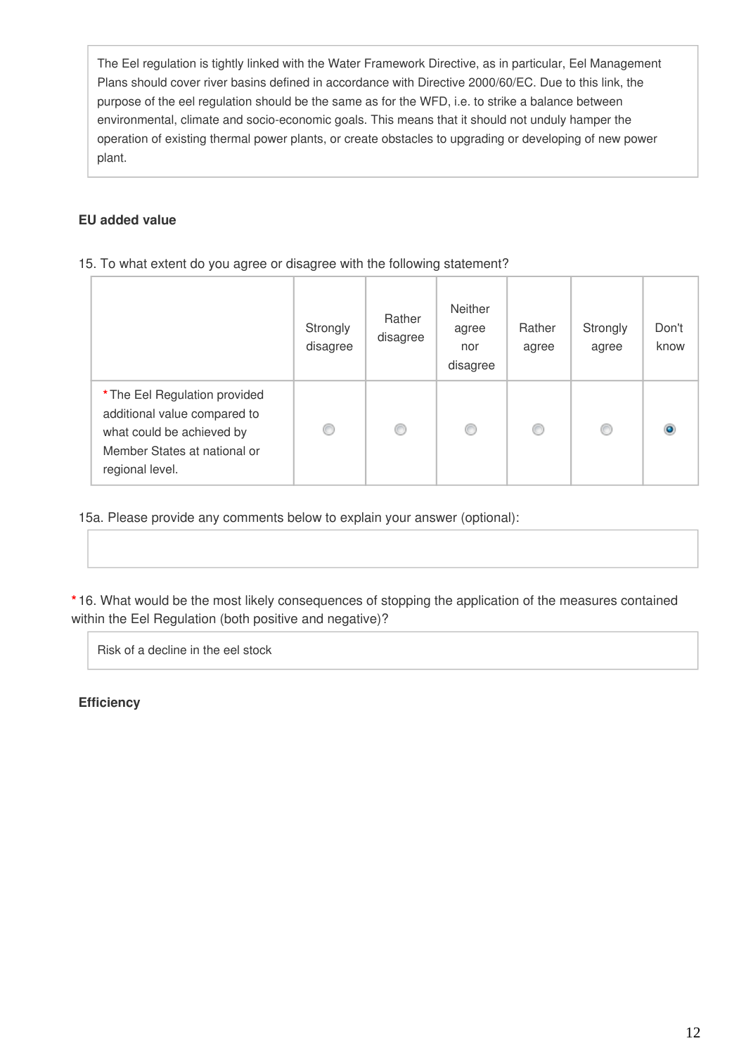> The Eel regulation is tightly linked with the Water Framework Directive, as in particular, Eel Management Plans should cover river basins defined in accordance with Directive 2000/60/EC. Due to this link, the purpose of the eel regulation should be the same as for the WFD, i.e. to strike a balance between environmental, climate and socio-economic goals. This means that it should not unduly hamper the operation of existing thermal power plants, or create obstacles to upgrading or developing of new power plant.

**EU added value**

15. To what extent do you agree or disagree with the following statement?

| | Strongly disagree | Rather disagree | Neither agree nor disagree | Rather agree | Strongly agree | Don't know |
|---|---|---|---|---|---|---|
| *The Eel Regulation provided additional value compared to what could be achieved by Member States at national or regional level. | ○ | ○ | ○ | ○ | ○ | ● |

15a. Please provide any comments below to explain your answer (optional):

*16. What would be the most likely consequences of stopping the application of the measures contained within the Eel Regulation (both positive and negative)?

> Risk of a decline in the eel stock

**Efficiency**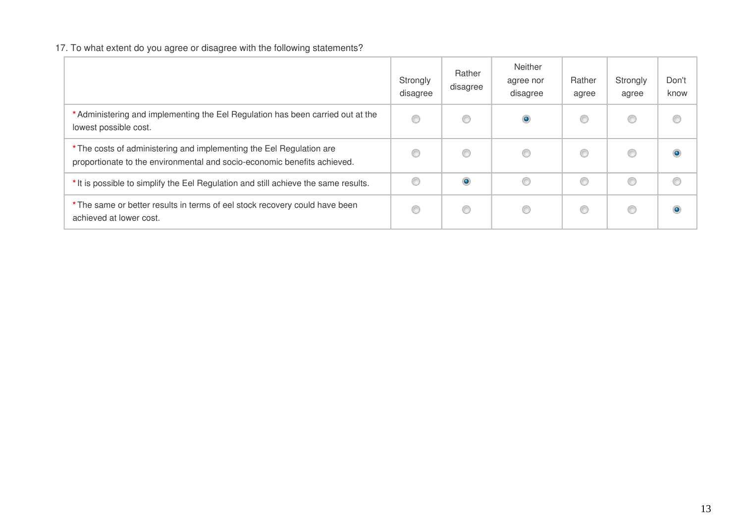17. To what extent do you agree or disagree with the following statements?

| | Strongly disagree | Rather disagree | Neither agree nor disagree | Rather agree | Strongly agree | Don't know |
|---|---|---|---|---|---|---|
| * Administering and implementing the Eel Regulation has been carried out at the lowest possible cost. | | | X | | | |
| * The costs of administering and implementing the Eel Regulation are proportionate to the environmental and socio-economic benefits achieved. | | | | | | X |
| * It is possible to simplify the Eel Regulation and still achieve the same results. | | X | | | | |
| * The same or better results in terms of eel stock recovery could have been achieved at lower cost. | | | | | | X |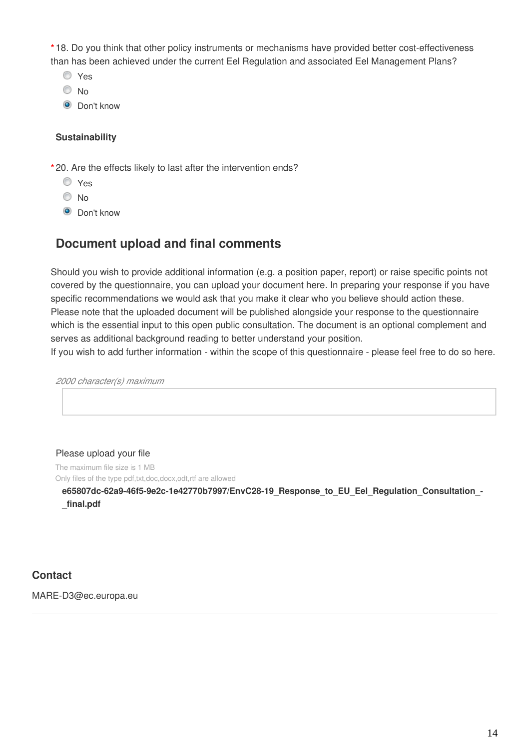*18. Do you think that other policy instruments or mechanisms have provided better cost-effectiveness than has been achieved under the current Eel Regulation and associated Eel Management Plans?

- Yes
- No
- Don't know

**Sustainability**

*20. Are the effects likely to last after the intervention ends?

- Yes
- No
- Don't know

## Document upload and final comments

Should you wish to provide additional information (e.g. a position paper, report) or raise specific points not covered by the questionnaire, you can upload your document here. In preparing your response if you have specific recommendations we would ask that you make it clear who you believe should action these. Please note that the uploaded document will be published alongside your response to the questionnaire which is the essential input to this open public consultation. The document is an optional complement and serves as additional background reading to better understand your position.
If you wish to add further information - within the scope of this questionnaire - please feel free to do so here.

*2000 character(s) maximum*

Please upload your file

The maximum file size is 1 MB
Only files of the type pdf,txt,doc,docx,odt,rtf are allowed

**e65807dc-62a9-46f5-9e2c-1e42770b7997/EnvC28-19_Response_to_EU_Eel_Regulation_Consultation_-_final.pdf**

### Contact

MARE-D3@ec.europa.eu